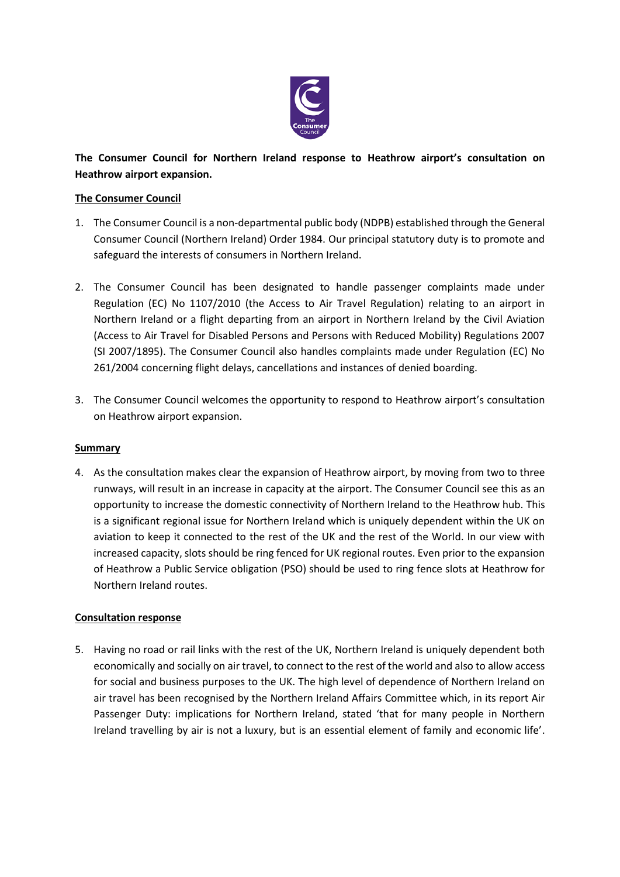**The Consumer Council for Northern Ireland response to Heathrow airport's consultation on Heathrow airport expansion.**

## The Consumer Council

1. The Consumer Council is a non-departmental public body (NDPB) established through the General Consumer Council (Northern Ireland) Order 1984. Our principal statutory duty is to promote and safeguard the interests of consumers in Northern Ireland.

2. The Consumer Council has been designated to handle passenger complaints made under Regulation (EC) No 1107/2010 (the Access to Air Travel Regulation) relating to an airport in Northern Ireland or a flight departing from an airport in Northern Ireland by the Civil Aviation (Access to Air Travel for Disabled Persons and Persons with Reduced Mobility) Regulations 2007 (SI 2007/1895). The Consumer Council also handles complaints made under Regulation (EC) No 261/2004 concerning flight delays, cancellations and instances of denied boarding.

3. The Consumer Council welcomes the opportunity to respond to Heathrow airport's consultation on Heathrow airport expansion.

## Summary

4. As the consultation makes clear the expansion of Heathrow airport, by moving from two to three runways, will result in an increase in capacity at the airport. The Consumer Council see this as an opportunity to increase the domestic connectivity of Northern Ireland to the Heathrow hub. This is a significant regional issue for Northern Ireland which is uniquely dependent within the UK on aviation to keep it connected to the rest of the UK and the rest of the World. In our view with increased capacity, slots should be ring fenced for UK regional routes. Even prior to the expansion of Heathrow a Public Service obligation (PSO) should be used to ring fence slots at Heathrow for Northern Ireland routes.

## Consultation response

5. Having no road or rail links with the rest of the UK, Northern Ireland is uniquely dependent both economically and socially on air travel, to connect to the rest of the world and also to allow access for social and business purposes to the UK. The high level of dependence of Northern Ireland on air travel has been recognised by the Northern Ireland Affairs Committee which, in its report Air Passenger Duty: implications for Northern Ireland, stated 'that for many people in Northern Ireland travelling by air is not a luxury, but is an essential element of family and economic life'.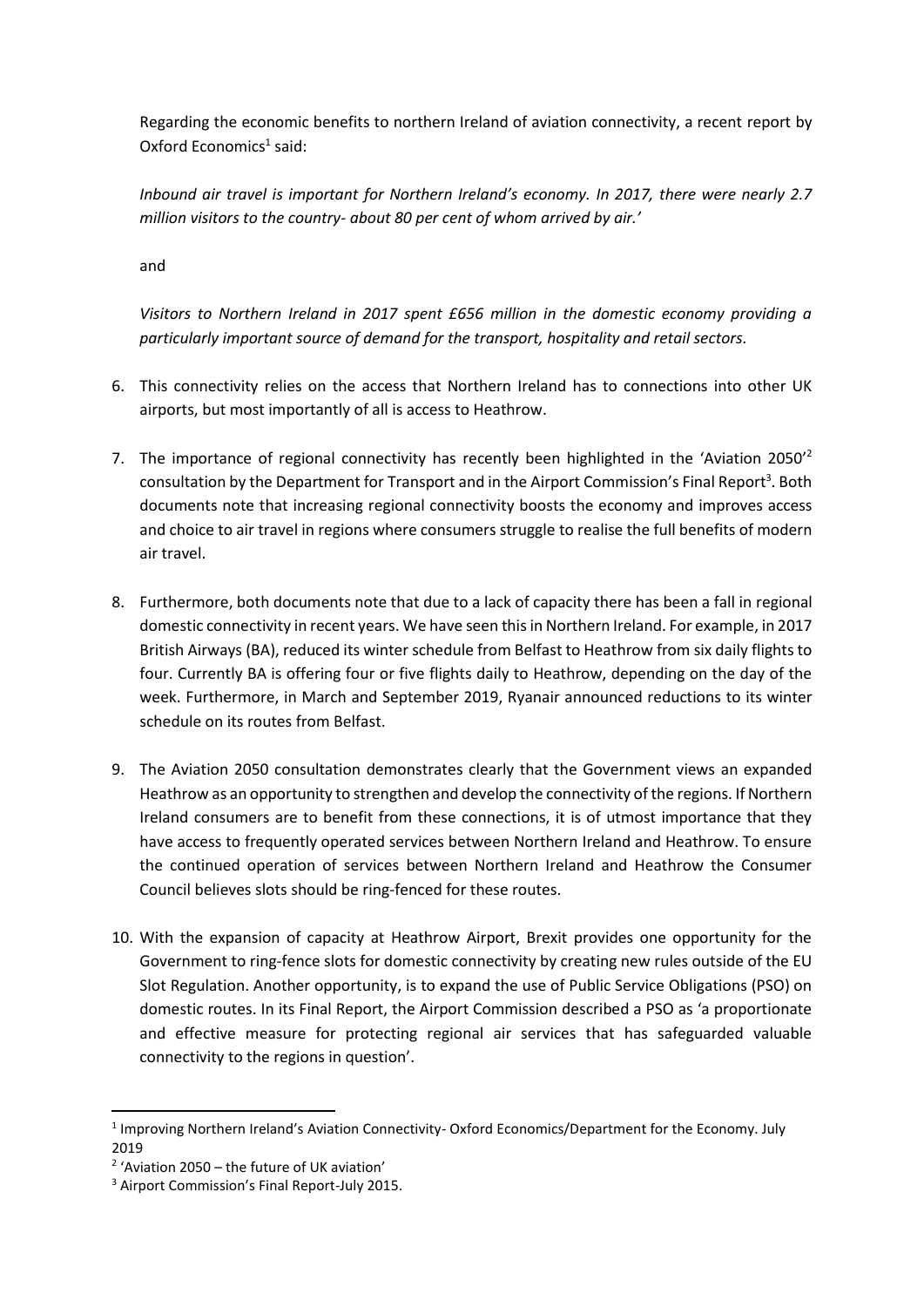Regarding the economic benefits to northern Ireland of aviation connectivity, a recent report by Oxford Economics[1] said:

*Inbound air travel is important for Northern Ireland's economy. In 2017, there were nearly 2.7 million visitors to the country- about 80 per cent of whom arrived by air.'*

and

*Visitors to Northern Ireland in 2017 spent £656 million in the domestic economy providing a particularly important source of demand for the transport, hospitality and retail sectors.*

6. This connectivity relies on the access that Northern Ireland has to connections into other UK airports, but most importantly of all is access to Heathrow.

7. The importance of regional connectivity has recently been highlighted in the 'Aviation 2050'[2] consultation by the Department for Transport and in the Airport Commission's Final Report[3]. Both documents note that increasing regional connectivity boosts the economy and improves access and choice to air travel in regions where consumers struggle to realise the full benefits of modern air travel.

8. Furthermore, both documents note that due to a lack of capacity there has been a fall in regional domestic connectivity in recent years. We have seen this in Northern Ireland. For example, in 2017 British Airways (BA), reduced its winter schedule from Belfast to Heathrow from six daily flights to four. Currently BA is offering four or five flights daily to Heathrow, depending on the day of the week. Furthermore, in March and September 2019, Ryanair announced reductions to its winter schedule on its routes from Belfast.

9. The Aviation 2050 consultation demonstrates clearly that the Government views an expanded Heathrow as an opportunity to strengthen and develop the connectivity of the regions. If Northern Ireland consumers are to benefit from these connections, it is of utmost importance that they have access to frequently operated services between Northern Ireland and Heathrow. To ensure the continued operation of services between Northern Ireland and Heathrow the Consumer Council believes slots should be ring-fenced for these routes.

10. With the expansion of capacity at Heathrow Airport, Brexit provides one opportunity for the Government to ring-fence slots for domestic connectivity by creating new rules outside of the EU Slot Regulation. Another opportunity, is to expand the use of Public Service Obligations (PSO) on domestic routes. In its Final Report, the Airport Commission described a PSO as 'a proportionate and effective measure for protecting regional air services that has safeguarded valuable connectivity to the regions in question'.

---

[1] Improving Northern Ireland's Aviation Connectivity- Oxford Economics/Department for the Economy. July 2019

[2] 'Aviation 2050 – the future of UK aviation'

[3] Airport Commission's Final Report-July 2015.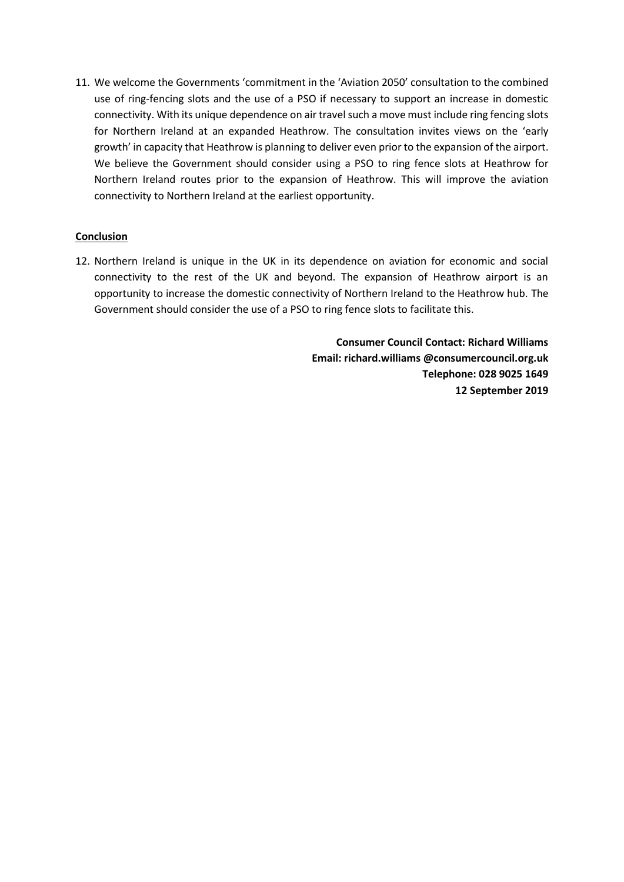11. We welcome the Governments 'commitment in the 'Aviation 2050' consultation to the combined use of ring-fencing slots and the use of a PSO if necessary to support an increase in domestic connectivity. With its unique dependence on air travel such a move must include ring fencing slots for Northern Ireland at an expanded Heathrow. The consultation invites views on the 'early growth' in capacity that Heathrow is planning to deliver even prior to the expansion of the airport. We believe the Government should consider using a PSO to ring fence slots at Heathrow for Northern Ireland routes prior to the expansion of Heathrow. This will improve the aviation connectivity to Northern Ireland at the earliest opportunity.

**<u>Conclusion</u>**

12. Northern Ireland is unique in the UK in its dependence on aviation for economic and social connectivity to the rest of the UK and beyond. The expansion of Heathrow airport is an opportunity to increase the domestic connectivity of Northern Ireland to the Heathrow hub. The Government should consider the use of a PSO to ring fence slots to facilitate this.

**Consumer Council Contact: Richard Williams**
**Email: richard.williams @consumercouncil.org.uk**
**Telephone: 028 9025 1649**
**12 September 2019**